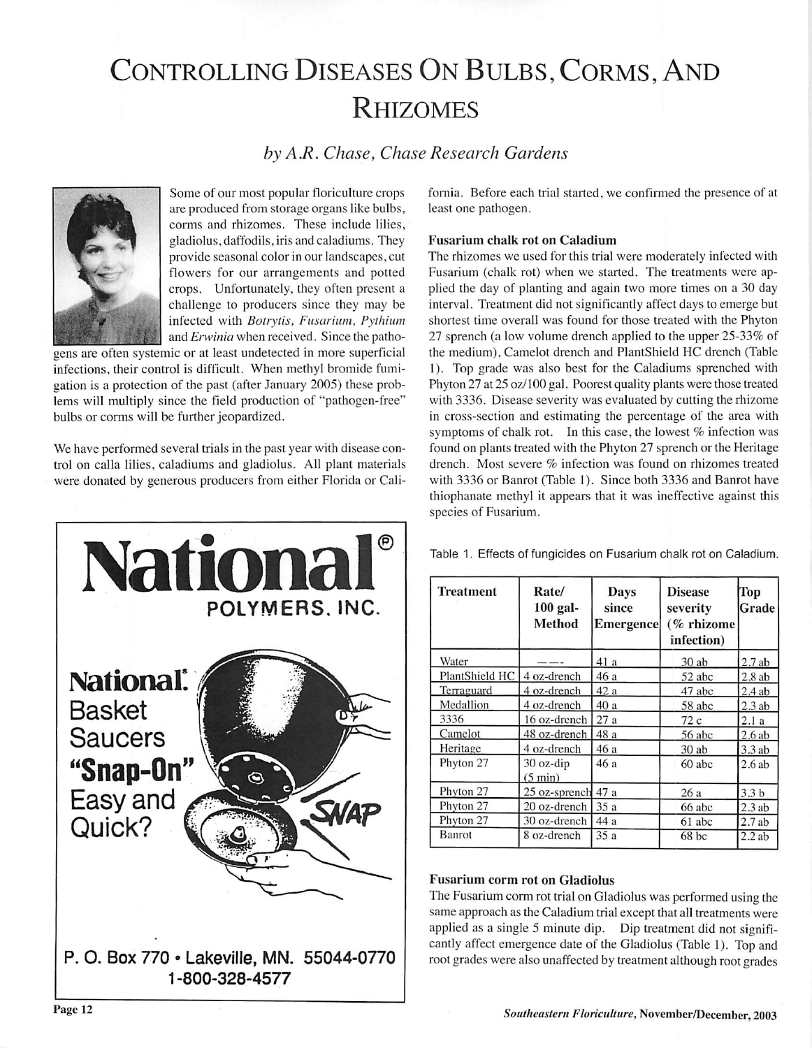# Controlling Diseases On Bulbs, Corms, And Rhizomes

*by A.R. Chase, Chase Research Gardens*

Some of our most popular floriculture crops are produced from storage organs like bulbs, corms and rhizomes. These include lilies, gladiolus, daffodils, iris and caladiums. They provide seasonal color in our landscapes, cut flowers for our arrangements and potted crops. Unfortunately, they often present a challenge to producers since they may be infected with *Botrytis, Fusarium, Pythium* and *Erwinia* when received. Since the pathogens are often systemic or at least undetected in more superficial infections, their control is difficult. When methyl bromide fumigation is a protection of the past (after January 2005) these problems will multiply since the field production of "pathogen-free" bulbs or corms will be further jeopardized.

We have performed several trials in the past year with disease control on calla lilies, caladiums and gladiolus. All plant materials were donated by generous producers from either Florida or California. Before each trial started, we confirmed the presence of at least one pathogen.

**National® POLYMERS, INC.**

**National® Basket Saucers "Snap-On" Easy and Quick?**

SNAP

P. O. Box 770 • Lakeville, MN. 55044-0770
1-800-328-4577

### Fusarium chalk rot on Caladium

The rhizomes we used for this trial were moderately infected with Fusarium (chalk rot) when we started. The treatments were applied the day of planting and again two more times on a 30 day interval. Treatment did not significantly affect days to emerge but shortest time overall was found for those treated with the Phyton 27 sprench (a low volume drench applied to the upper 25-33% of the medium), Camelot drench and PlantShield HC drench (Table 1). Top grade was also best for the Caladiums sprenched with Phyton 27 at 25 oz/100 gal. Poorest quality plants were those treated with 3336. Disease severity was evaluated by cutting the rhizome in cross-section and estimating the percentage of the area with symptoms of chalk rot. In this case, the lowest % infection was found on plants treated with the Phyton 27 sprench or the Heritage drench. Most severe % infection was found on rhizomes treated with 3336 or Banrot (Table 1). Since both 3336 and Banrot have thiophanate methyl it appears that it was ineffective against this species of Fusarium.

Table 1. Effects of fungicides on Fusarium chalk rot on Caladium.

| Treatment | Rate/ 100 gal- Method | Days since Emergence | Disease severity (% rhizome infection) | Top Grade |
|---|---|---|---|---|
| Water | ---- | 41 a | 30 ab | 2.7 ab |
| PlantShield HC | 4 oz-drench | 46 a | 52 abc | 2.8 ab |
| Terraguard | 4 oz-drench | 42 a | 47 abc | 2.4 ab |
| Medallion | 4 oz-drench | 40 a | 58 abc | 2.3 ab |
| 3336 | 16 oz-drench | 27 a | 72 c | 2.1 a |
| Camelot | 48 oz-drench | 48 a | 56 abc | 2.6 ab |
| Heritage | 4 oz-drench | 46 a | 30 ab | 3.3 ab |
| Phyton 27 | 30 oz-dip (5 min) | 46 a | 60 abc | 2.6 ab |
| Phyton 27 | 25 oz-sprench | 47 a | 26 a | 3.3 b |
| Phyton 27 | 20 oz-drench | 35 a | 66 abc | 2.3 ab |
| Phyton 27 | 30 oz-drench | 44 a | 61 abc | 2.7 ab |
| Banrot | 8 oz-drench | 35 a | 68 bc | 2.2 ab |

### Fusarium corm rot on Gladiolus

The Fusarium corm rot trial on Gladiolus was performed using the same approach as the Caladium trial except that all treatments were applied as a single 5 minute dip. Dip treatment did not significantly affect emergence date of the Gladiolus (Table 1). Top and root grades were also unaffected by treatment although root grades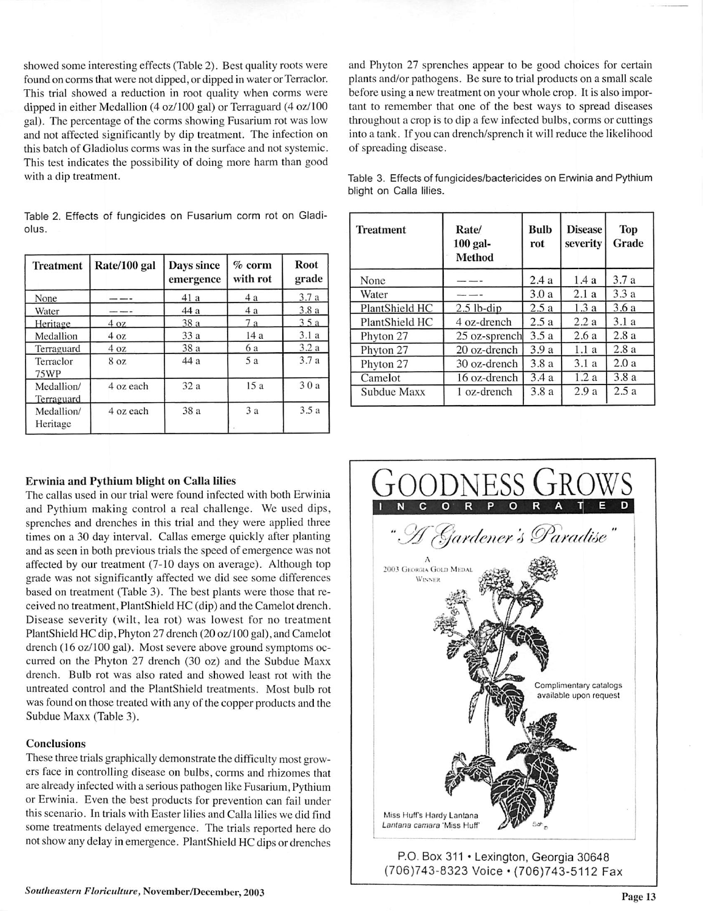showed some interesting effects (Table 2). Best quality roots were found on corms that were not dipped, or dipped in water or Terraclor. This trial showed a reduction in root quality when corms were dipped in either Medallion (4 oz/100 gal) or Terraguard (4 oz/100 gal). The percentage of the corms showing Fusarium rot was low and not affected significantly by dip treatment. The infection on this batch of Gladiolus corms was in the surface and not systemic. This test indicates the possibility of doing more harm than good with a dip treatment.

Table 2. Effects of fungicides on Fusarium corm rot on Gladiolus.

| Treatment | Rate/100 gal | Days since emergence | % corm with rot | Root grade |
|---|---|---|---|---|
| None | --- | 41 a | 4 a | 3.7 a |
| Water | --- | 44 a | 4 a | 3.8 a |
| Heritage | 4 oz | 38 a | 7 a | 3.5 a |
| Medallion | 4 oz | 33 a | 14 a | 3.1 a |
| Terraguard | 4 oz | 38 a | 6 a | 3.2 a |
| Terraclor 75WP | 8 oz | 44 a | 5 a | 3.7 a |
| Medallion/ Terraguard | 4 oz each | 32 a | 15 a | 3.0 a |
| Medallion/ Heritage | 4 oz each | 38 a | 3 a | 3.5 a |

**Erwinia and Pythium blight on Calla lilies**

The callas used in our trial were found infected with both Erwinia and Pythium making control a real challenge. We used dips, sprenches and drenches in this trial and they were applied three times on a 30 day interval. Callas emerge quickly after planting and as seen in both previous trials the speed of emergence was not affected by our treatment (7-10 days on average). Although top grade was not significantly affected we did see some differences based on treatment (Table 3). The best plants were those that received no treatment, PlantShield HC (dip) and the Camelot drench. Disease severity (wilt, lea rot) was lowest for no treatment PlantShield HC dip, Phyton 27 drench (20 oz/100 gal), and Camelot drench (16 oz/100 gal). Most severe above ground symptoms occurred on the Phyton 27 drench (30 oz) and the Subdue Maxx drench. Bulb rot was also rated and showed least rot with the untreated control and the PlantShield treatments. Most bulb rot was found on those treated with any of the copper products and the Subdue Maxx (Table 3).

**Conclusions**

These three trials graphically demonstrate the difficulty most growers face in controlling disease on bulbs, corms and rhizomes that are already infected with a serious pathogen like Fusarium, Pythium or Erwinia. Even the best products for prevention can fail under this scenario. In trials with Easter lilies and Calla lilies we did find some treatments delayed emergence. The trials reported here do not show any delay in emergence. PlantShield HC dips or drenches and Phyton 27 sprenches appear to be good choices for certain plants and/or pathogens. Be sure to trial products on a small scale before using a new treatment on your whole crop. It is also important to remember that one of the best ways to spread diseases throughout a crop is to dip a few infected bulbs, corms or cuttings into a tank. If you can drench/sprench it will reduce the likelihood of spreading disease.

Table 3. Effects of fungicides/bactericides on Erwinia and Pythium blight on Calla lilies.

| Treatment | Rate/ 100 gal- Method | Bulb rot | Disease severity | Top Grade |
|---|---|---|---|---|
| None | --- | 2.4 a | 1.4 a | 3.7 a |
| Water | --- | 3.0 a | 2.1 a | 3.3 a |
| PlantShield HC | 2.5 lb-dip | 2.5 a | 1.3 a | 3.6 a |
| PlantShield HC | 4 oz-drench | 2.5 a | 2.2 a | 3.1 a |
| Phyton 27 | 25 oz-sprench | 3.5 a | 2.6 a | 2.8 a |
| Phyton 27 | 20 oz-drench | 3.9 a | 1.1 a | 2.8 a |
| Phyton 27 | 30 oz-drench | 3.8 a | 3.1 a | 2.0 a |
| Camelot | 16 oz-drench | 3.4 a | 1.2 a | 3.8 a |
| Subdue Maxx | 1 oz-drench | 3.8 a | 2.9 a | 2.5 a |

GOODNESS GROWS INCORPORATED

"A Gardener's Paradise"

A 2003 Georgia Gold Medal Winner

Complimentary catalogs available upon request

Miss Huff's Hardy Lantana
*Lantana camara* 'Miss Huff'

P.O. Box 311 • Lexington, Georgia 30648
(706)743-8323 Voice • (706)743-5112 Fax